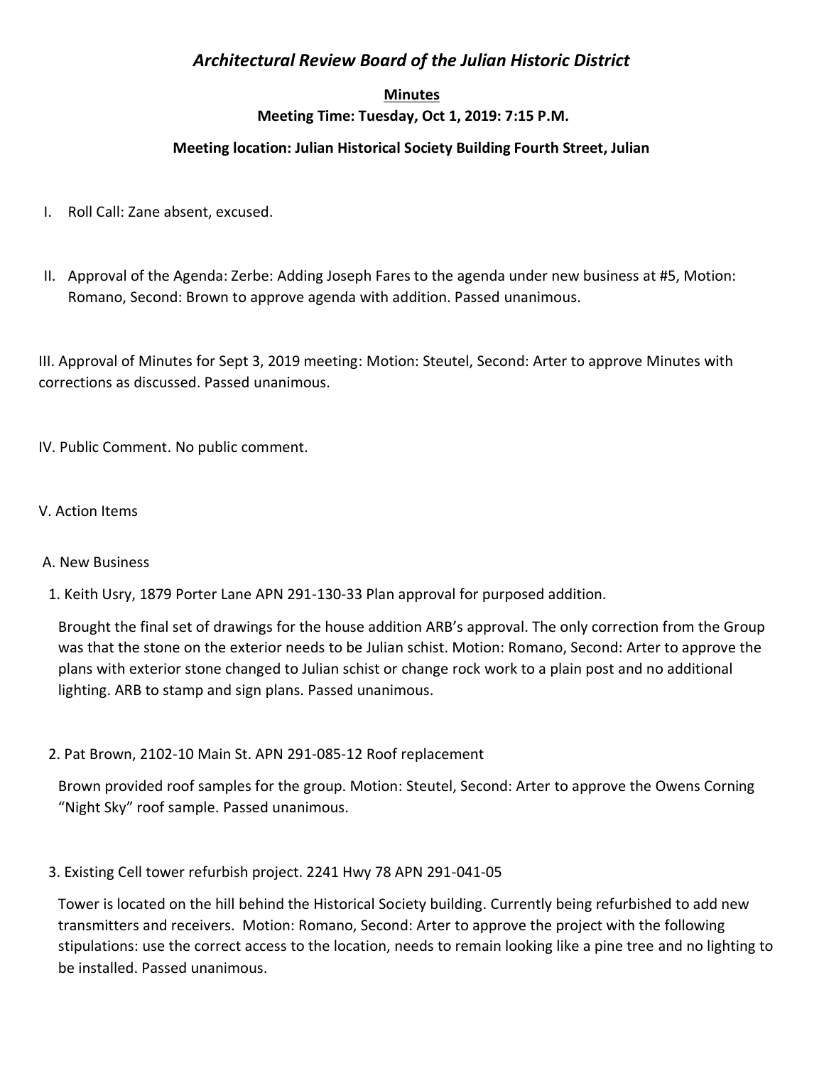# *Architectural Review Board of the Julian Historic District*

**Minutes**

**Meeting Time: Tuesday, Oct 1, 2019: 7:15 P.M.**

**Meeting location: Julian Historical Society Building Fourth Street, Julian**

I. Roll Call: Zane absent, excused.

II. Approval of the Agenda: Zerbe: Adding Joseph Fares to the agenda under new business at #5, Motion: Romano, Second: Brown to approve agenda with addition. Passed unanimous.

III. Approval of Minutes for Sept 3, 2019 meeting: Motion: Steutel, Second: Arter to approve Minutes with corrections as discussed. Passed unanimous.

IV. Public Comment. No public comment.

V. Action Items

A. New Business

1. Keith Usry, 1879 Porter Lane APN 291-130-33 Plan approval for purposed addition.

   Brought the final set of drawings for the house addition ARB's approval. The only correction from the Group was that the stone on the exterior needs to be Julian schist. Motion: Romano, Second: Arter to approve the plans with exterior stone changed to Julian schist or change rock work to a plain post and no additional lighting. ARB to stamp and sign plans. Passed unanimous.

2. Pat Brown, 2102-10 Main St. APN 291-085-12 Roof replacement

   Brown provided roof samples for the group. Motion: Steutel, Second: Arter to approve the Owens Corning "Night Sky" roof sample. Passed unanimous.

3. Existing Cell tower refurbish project. 2241 Hwy 78 APN 291-041-05

   Tower is located on the hill behind the Historical Society building. Currently being refurbished to add new transmitters and receivers. Motion: Romano, Second: Arter to approve the project with the following stipulations: use the correct access to the location, needs to remain looking like a pine tree and no lighting to be installed. Passed unanimous.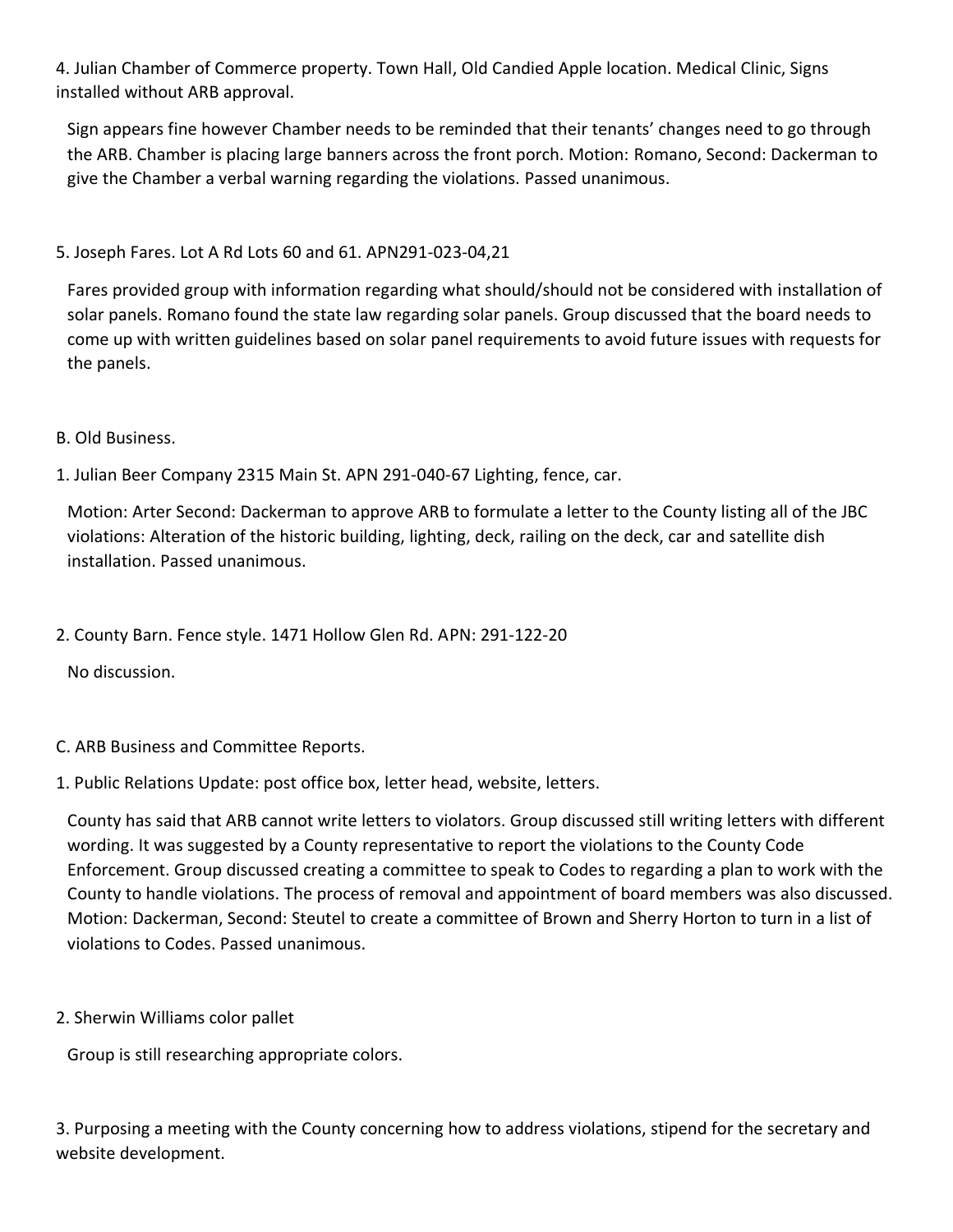4. Julian Chamber of Commerce property. Town Hall, Old Candied Apple location. Medical Clinic, Signs installed without ARB approval.

Sign appears fine however Chamber needs to be reminded that their tenants' changes need to go through the ARB. Chamber is placing large banners across the front porch. Motion: Romano, Second: Dackerman to give the Chamber a verbal warning regarding the violations. Passed unanimous.

5. Joseph Fares. Lot A Rd Lots 60 and 61. APN291-023-04,21

Fares provided group with information regarding what should/should not be considered with installation of solar panels. Romano found the state law regarding solar panels. Group discussed that the board needs to come up with written guidelines based on solar panel requirements to avoid future issues with requests for the panels.

B. Old Business.

1. Julian Beer Company 2315 Main St. APN 291-040-67 Lighting, fence, car.

Motion: Arter Second: Dackerman to approve ARB to formulate a letter to the County listing all of the JBC violations: Alteration of the historic building, lighting, deck, railing on the deck, car and satellite dish installation. Passed unanimous.

2. County Barn. Fence style. 1471 Hollow Glen Rd. APN: 291-122-20

No discussion.

C. ARB Business and Committee Reports.

1. Public Relations Update: post office box, letter head, website, letters.

County has said that ARB cannot write letters to violators. Group discussed still writing letters with different wording. It was suggested by a County representative to report the violations to the County Code Enforcement. Group discussed creating a committee to speak to Codes to regarding a plan to work with the County to handle violations. The process of removal and appointment of board members was also discussed. Motion: Dackerman, Second: Steutel to create a committee of Brown and Sherry Horton to turn in a list of violations to Codes. Passed unanimous.

2. Sherwin Williams color pallet

Group is still researching appropriate colors.

3. Purposing a meeting with the County concerning how to address violations, stipend for the secretary and website development.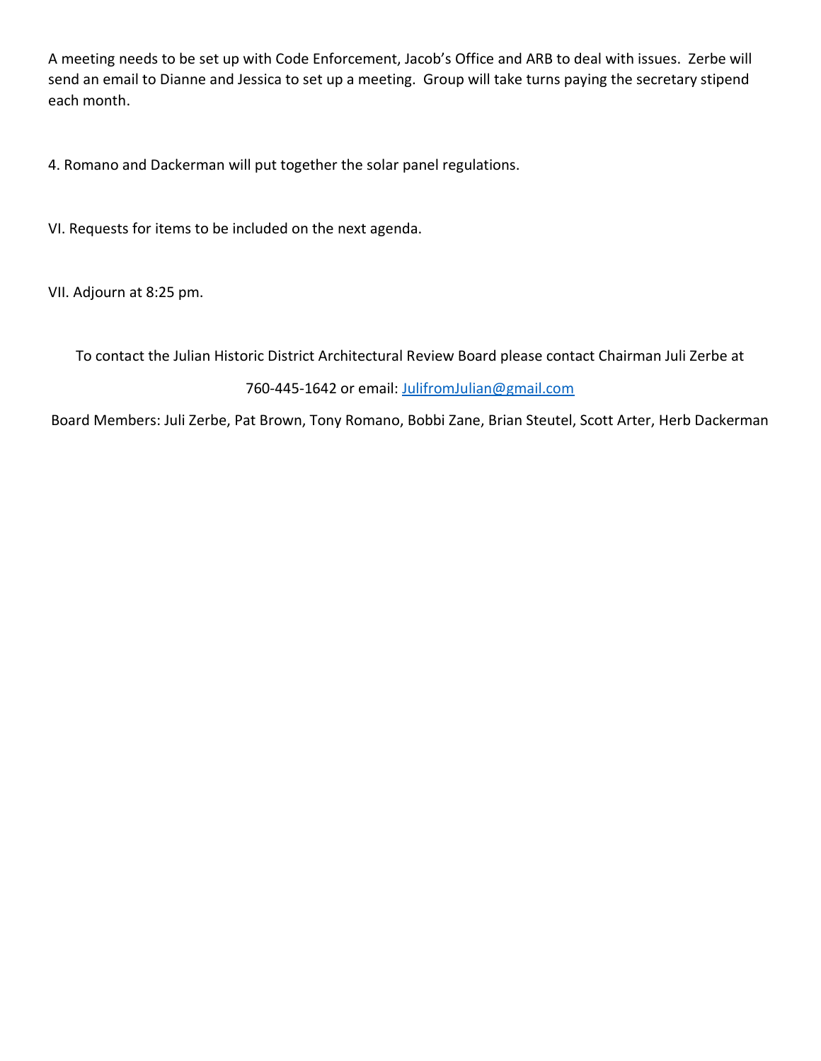A meeting needs to be set up with Code Enforcement, Jacob's Office and ARB to deal with issues. Zerbe will send an email to Dianne and Jessica to set up a meeting. Group will take turns paying the secretary stipend each month.

4. Romano and Dackerman will put together the solar panel regulations.

VI. Requests for items to be included on the next agenda.

VII. Adjourn at 8:25 pm.

To contact the Julian Historic District Architectural Review Board please contact Chairman Juli Zerbe at

760-445-1642 or email: [JulifromJulian@gmail.com](mailto:JulifromJulian@gmail.com)

Board Members: Juli Zerbe, Pat Brown, Tony Romano, Bobbi Zane, Brian Steutel, Scott Arter, Herb Dackerman